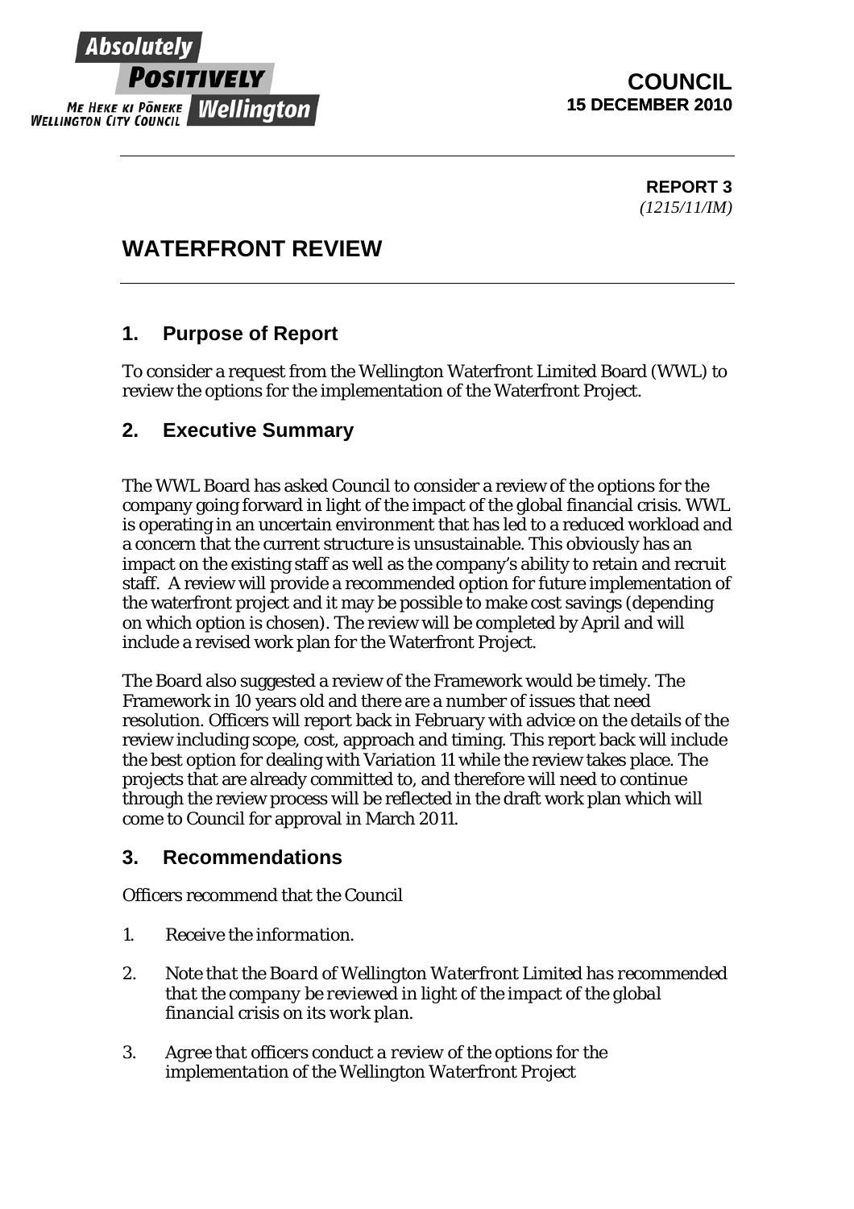Absolutely **POSITIVELY** Wellington

ME HEKE KI PŌNEKE
WELLINGTON CITY COUNCIL

**COUNCIL**
**15 DECEMBER 2010**

**REPORT 3**
*(1215/11/IM)*

# WATERFRONT REVIEW

## 1. Purpose of Report

To consider a request from the Wellington Waterfront Limited Board (WWL) to review the options for the implementation of the Waterfront Project.

## 2. Executive Summary

The WWL Board has asked Council to consider a review of the options for the company going forward in light of the impact of the global financial crisis. WWL is operating in an uncertain environment that has led to a reduced workload and a concern that the current structure is unsustainable. This obviously has an impact on the existing staff as well as the company's ability to retain and recruit staff. A review will provide a recommended option for future implementation of the waterfront project and it may be possible to make cost savings (depending on which option is chosen). The review will be completed by April and will include a revised work plan for the Waterfront Project.

The Board also suggested a review of the Framework would be timely. The Framework in 10 years old and there are a number of issues that need resolution. Officers will report back in February with advice on the details of the review including scope, cost, approach and timing. This report back will include the best option for dealing with Variation 11 while the review takes place. The projects that are already committed to, and therefore will need to continue through the review process will be reflected in the draft work plan which will come to Council for approval in March 2011.

## 3. Recommendations

Officers recommend that the Council

1. *Receive the information.*
2. *Note that the Board of Wellington Waterfront Limited has recommended that the company be reviewed in light of the impact of the global financial crisis on its work plan.*
3. *Agree that officers conduct a review of the options for the implementation of the Wellington Waterfront Project*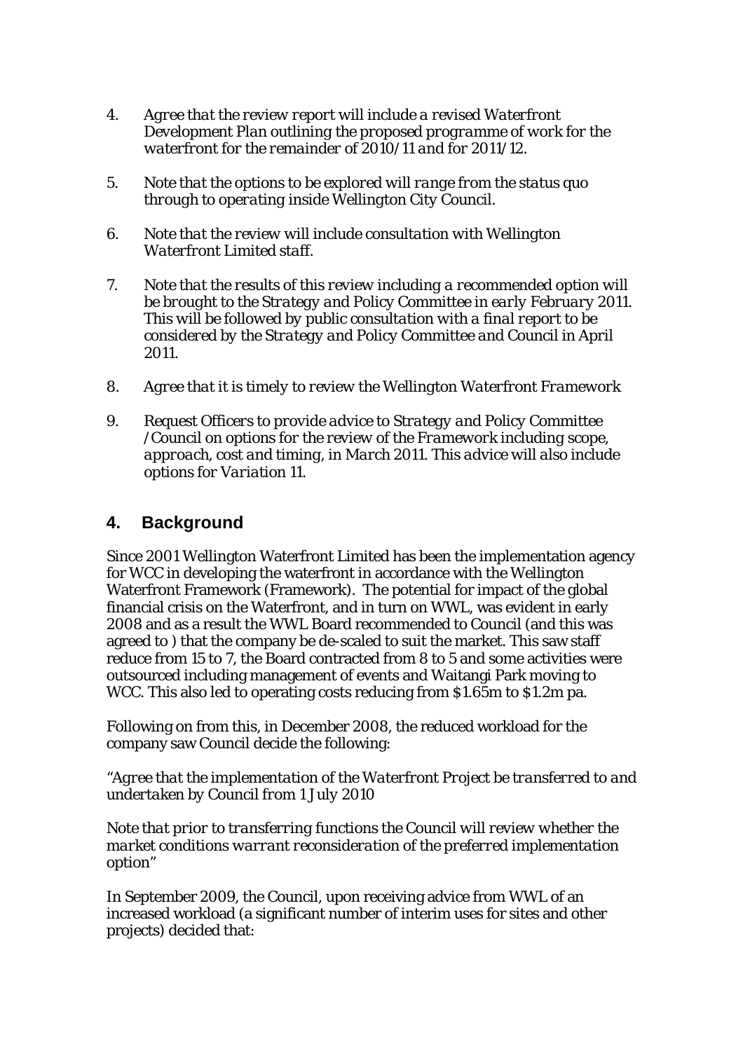4. *Agree that the review report will include a revised Waterfront Development Plan outlining the proposed programme of work for the waterfront for the remainder of 2010/11 and for 2011/12.*

5. *Note that the options to be explored will range from the status quo through to operating inside Wellington City Council.*

6. *Note that the review will include consultation with Wellington Waterfront Limited staff.*

7. *Note that the results of this review including a recommended option will be brought to the Strategy and Policy Committee in early February 2011. This will be followed by public consultation with a final report to be considered by the Strategy and Policy Committee and Council in April 2011.*

8. *Agree that it is timely to review the Wellington Waterfront Framework*

9. *Request Officers to provide advice to Strategy and Policy Committee /Council on options for the review of the Framework including scope, approach, cost and timing, in March 2011. This advice will also include options for Variation 11.*

## 4. Background

Since 2001 Wellington Waterfront Limited has been the implementation agency for WCC in developing the waterfront in accordance with the Wellington Waterfront Framework (Framework). The potential for impact of the global financial crisis on the Waterfront, and in turn on WWL, was evident in early 2008 and as a result the WWL Board recommended to Council (and this was agreed to ) that the company be de-scaled to suit the market. This saw staff reduce from 15 to 7, the Board contracted from 8 to 5 and some activities were outsourced including management of events and Waitangi Park moving to WCC. This also led to operating costs reducing from $1.65m to $1.2m pa.

Following on from this, in December 2008, the reduced workload for the company saw Council decide the following:

*"Agree that the implementation of the Waterfront Project be transferred to and undertaken by Council from 1 July 2010*

*Note that prior to transferring functions the Council will review whether the market conditions warrant reconsideration of the preferred implementation option"*

In September 2009, the Council, upon receiving advice from WWL of an increased workload (a significant number of interim uses for sites and other projects) decided that: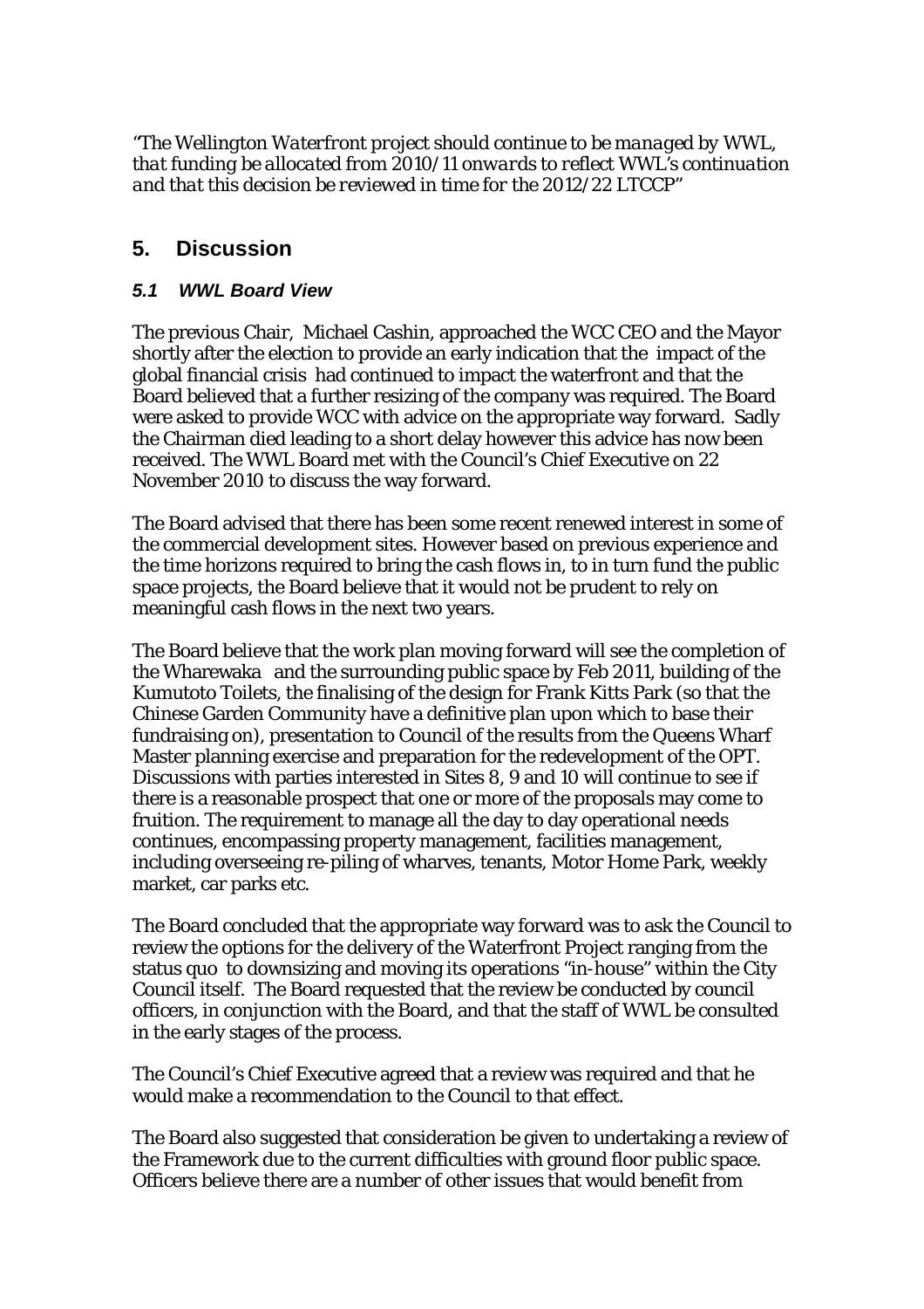*"The Wellington Waterfront project should continue to be managed by WWL, that funding be allocated from 2010/11 onwards to reflect WWL's continuation and that this decision be reviewed in time for the 2012/22 LTCCP"*

## 5. Discussion

### *5.1 WWL Board View*

The previous Chair, Michael Cashin, approached the WCC CEO and the Mayor shortly after the election to provide an early indication that the impact of the global financial crisis had continued to impact the waterfront and that the Board believed that a further resizing of the company was required. The Board were asked to provide WCC with advice on the appropriate way forward. Sadly the Chairman died leading to a short delay however this advice has now been received. The WWL Board met with the Council's Chief Executive on 22 November 2010 to discuss the way forward.

The Board advised that there has been some recent renewed interest in some of the commercial development sites. However based on previous experience and the time horizons required to bring the cash flows in, to in turn fund the public space projects, the Board believe that it would not be prudent to rely on meaningful cash flows in the next two years.

The Board believe that the work plan moving forward will see the completion of the Wharewaka and the surrounding public space by Feb 2011, building of the Kumutoto Toilets, the finalising of the design for Frank Kitts Park (so that the Chinese Garden Community have a definitive plan upon which to base their fundraising on), presentation to Council of the results from the Queens Wharf Master planning exercise and preparation for the redevelopment of the OPT. Discussions with parties interested in Sites 8, 9 and 10 will continue to see if there is a reasonable prospect that one or more of the proposals may come to fruition. The requirement to manage all the day to day operational needs continues, encompassing property management, facilities management, including overseeing re-piling of wharves, tenants, Motor Home Park, weekly market, car parks etc.

The Board concluded that the appropriate way forward was to ask the Council to review the options for the delivery of the Waterfront Project ranging from the status quo to downsizing and moving its operations "in-house" within the City Council itself. The Board requested that the review be conducted by council officers, in conjunction with the Board, and that the staff of WWL be consulted in the early stages of the process.

The Council's Chief Executive agreed that a review was required and that he would make a recommendation to the Council to that effect.

The Board also suggested that consideration be given to undertaking a review of the Framework due to the current difficulties with ground floor public space. Officers believe there are a number of other issues that would benefit from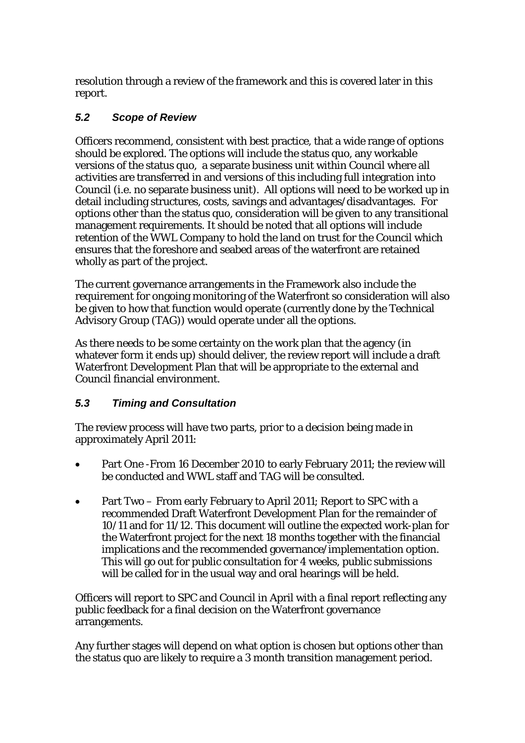resolution through a review of the framework and this is covered later in this report.

### *5.2 Scope of Review*

Officers recommend, consistent with best practice, that a wide range of options should be explored. The options will include the status quo, any workable versions of the status quo, a separate business unit within Council where all activities are transferred in and versions of this including full integration into Council (i.e. no separate business unit). All options will need to be worked up in detail including structures, costs, savings and advantages/disadvantages. For options other than the status quo, consideration will be given to any transitional management requirements. It should be noted that all options will include retention of the WWL Company to hold the land on trust for the Council which ensures that the foreshore and seabed areas of the waterfront are retained wholly as part of the project.

The current governance arrangements in the Framework also include the requirement for ongoing monitoring of the Waterfront so consideration will also be given to how that function would operate (currently done by the Technical Advisory Group (TAG)) would operate under all the options.

As there needs to be some certainty on the work plan that the agency (in whatever form it ends up) should deliver, the review report will include a draft Waterfront Development Plan that will be appropriate to the external and Council financial environment.

### *5.3 Timing and Consultation*

The review process will have two parts, prior to a decision being made in approximately April 2011:

- Part One -From 16 December 2010 to early February 2011; the review will be conducted and WWL staff and TAG will be consulted.
- Part Two – From early February to April 2011; Report to SPC with a recommended Draft Waterfront Development Plan for the remainder of 10/11 and for 11/12. This document will outline the expected work-plan for the Waterfront project for the next 18 months together with the financial implications and the recommended governance/implementation option. This will go out for public consultation for 4 weeks, public submissions will be called for in the usual way and oral hearings will be held.

Officers will report to SPC and Council in April with a final report reflecting any public feedback for a final decision on the Waterfront governance arrangements.

Any further stages will depend on what option is chosen but options other than the status quo are likely to require a 3 month transition management period.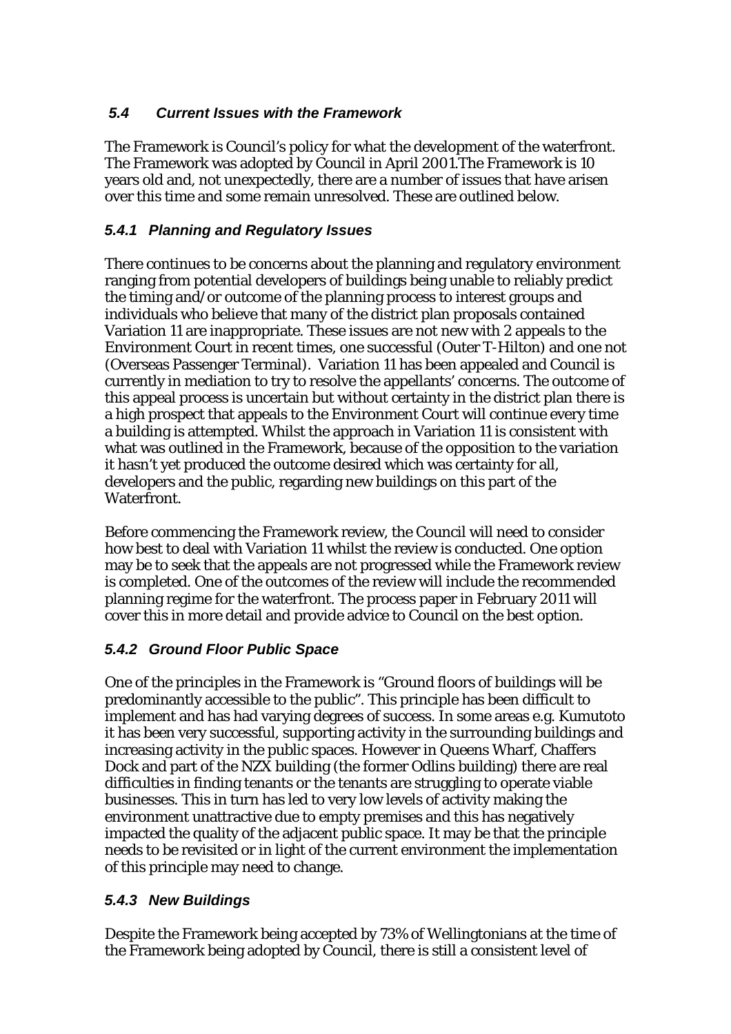### *5.4 Current Issues with the Framework*

The Framework is Council's policy for what the development of the waterfront. The Framework was adopted by Council in April 2001.The Framework is 10 years old and, not unexpectedly, there are a number of issues that have arisen over this time and some remain unresolved. These are outlined below.

### *5.4.1 Planning and Regulatory Issues*

There continues to be concerns about the planning and regulatory environment ranging from potential developers of buildings being unable to reliably predict the timing and/or outcome of the planning process to interest groups and individuals who believe that many of the district plan proposals contained Variation 11 are inappropriate. These issues are not new with 2 appeals to the Environment Court in recent times, one successful (Outer T-Hilton) and one not (Overseas Passenger Terminal). Variation 11 has been appealed and Council is currently in mediation to try to resolve the appellants' concerns. The outcome of this appeal process is uncertain but without certainty in the district plan there is a high prospect that appeals to the Environment Court will continue every time a building is attempted. Whilst the approach in Variation 11 is consistent with what was outlined in the Framework, because of the opposition to the variation it hasn't yet produced the outcome desired which was certainty for all, developers and the public, regarding new buildings on this part of the Waterfront.

Before commencing the Framework review, the Council will need to consider how best to deal with Variation 11 whilst the review is conducted. One option may be to seek that the appeals are not progressed while the Framework review is completed. One of the outcomes of the review will include the recommended planning regime for the waterfront. The process paper in February 2011 will cover this in more detail and provide advice to Council on the best option.

### *5.4.2 Ground Floor Public Space*

One of the principles in the Framework is "Ground floors of buildings will be predominantly accessible to the public". This principle has been difficult to implement and has had varying degrees of success. In some areas e.g. Kumutoto it has been very successful, supporting activity in the surrounding buildings and increasing activity in the public spaces. However in Queens Wharf, Chaffers Dock and part of the NZX building (the former Odlins building) there are real difficulties in finding tenants or the tenants are struggling to operate viable businesses. This in turn has led to very low levels of activity making the environment unattractive due to empty premises and this has negatively impacted the quality of the adjacent public space. It may be that the principle needs to be revisited or in light of the current environment the implementation of this principle may need to change.

### *5.4.3 New Buildings*

Despite the Framework being accepted by 73% of Wellingtonians at the time of the Framework being adopted by Council, there is still a consistent level of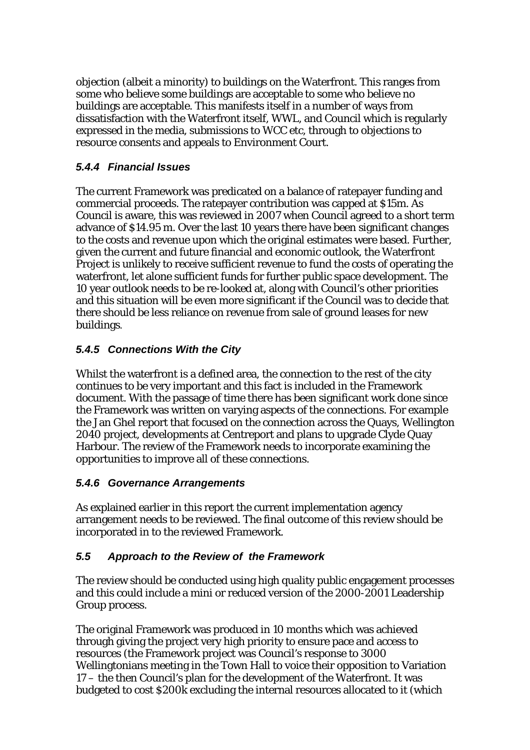objection (albeit a minority) to buildings on the Waterfront. This ranges from some who believe some buildings are acceptable to some who believe no buildings are acceptable. This manifests itself in a number of ways from dissatisfaction with the Waterfront itself, WWL, and Council which is regularly expressed in the media, submissions to WCC etc, through to objections to resource consents and appeals to Environment Court.

#### *5.4.4 Financial Issues*

The current Framework was predicated on a balance of ratepayer funding and commercial proceeds. The ratepayer contribution was capped at $15m. As Council is aware, this was reviewed in 2007 when Council agreed to a short term advance of $14.95 m. Over the last 10 years there have been significant changes to the costs and revenue upon which the original estimates were based. Further, given the current and future financial and economic outlook, the Waterfront Project is unlikely to receive sufficient revenue to fund the costs of operating the waterfront, let alone sufficient funds for further public space development. The 10 year outlook needs to be re-looked at, along with Council's other priorities and this situation will be even more significant if the Council was to decide that there should be less reliance on revenue from sale of ground leases for new buildings.

#### *5.4.5 Connections With the City*

Whilst the waterfront is a defined area, the connection to the rest of the city continues to be very important and this fact is included in the Framework document. With the passage of time there has been significant work done since the Framework was written on varying aspects of the connections. For example the Jan Ghel report that focused on the connection across the Quays, Wellington 2040 project, developments at Centreport and plans to upgrade Clyde Quay Harbour. The review of the Framework needs to incorporate examining the opportunities to improve all of these connections.

#### *5.4.6 Governance Arrangements*

As explained earlier in this report the current implementation agency arrangement needs to be reviewed. The final outcome of this review should be incorporated in to the reviewed Framework.

### *5.5 Approach to the Review of the Framework*

The review should be conducted using high quality public engagement processes and this could include a mini or reduced version of the 2000-2001 Leadership Group process.

The original Framework was produced in 10 months which was achieved through giving the project very high priority to ensure pace and access to resources (the Framework project was Council's response to 3000 Wellingtonians meeting in the Town Hall to voice their opposition to Variation 17 – the then Council's plan for the development of the Waterfront. It was budgeted to cost $200k excluding the internal resources allocated to it (which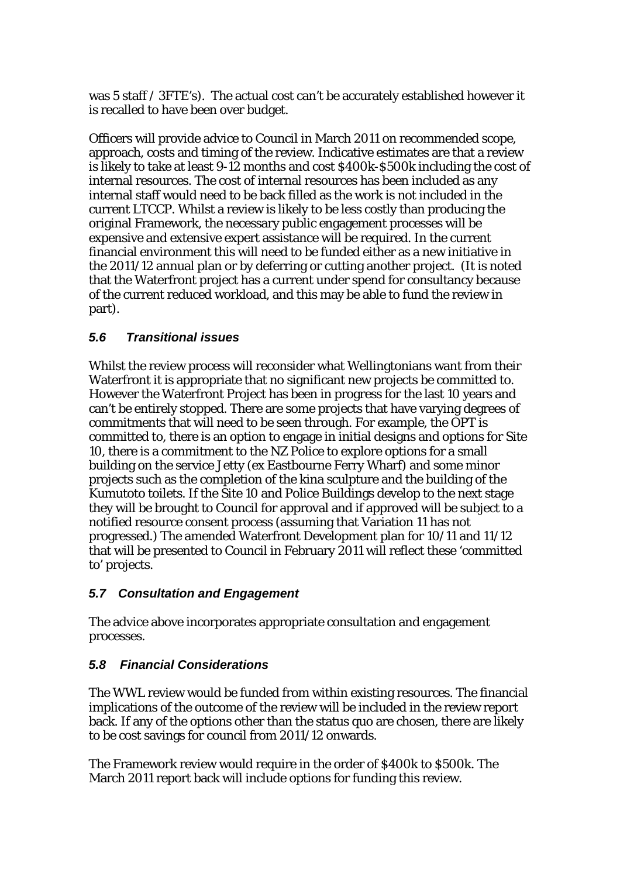was 5 staff / 3FTE's). The actual cost can't be accurately established however it is recalled to have been over budget.

Officers will provide advice to Council in March 2011 on recommended scope, approach, costs and timing of the review. Indicative estimates are that a review is likely to take at least 9-12 months and cost $400k-$500k including the cost of internal resources. The cost of internal resources has been included as any internal staff would need to be back filled as the work is not included in the current LTCCP. Whilst a review is likely to be less costly than producing the original Framework, the necessary public engagement processes will be expensive and extensive expert assistance will be required. In the current financial environment this will need to be funded either as a new initiative in the 2011/12 annual plan or by deferring or cutting another project. (It is noted that the Waterfront project has a current under spend for consultancy because of the current reduced workload, and this may be able to fund the review in part).

### *5.6 Transitional issues*

Whilst the review process will reconsider what Wellingtonians want from their Waterfront it is appropriate that no significant new projects be committed to. However the Waterfront Project has been in progress for the last 10 years and can't be entirely stopped. There are some projects that have varying degrees of commitments that will need to be seen through. For example, the OPT is committed to, there is an option to engage in initial designs and options for Site 10, there is a commitment to the NZ Police to explore options for a small building on the service Jetty (ex Eastbourne Ferry Wharf) and some minor projects such as the completion of the kina sculpture and the building of the Kumutoto toilets. If the Site 10 and Police Buildings develop to the next stage they will be brought to Council for approval and if approved will be subject to a notified resource consent process (assuming that Variation 11 has not progressed.) The amended Waterfront Development plan for 10/11 and 11/12 that will be presented to Council in February 2011 will reflect these 'committed to' projects.

### *5.7 Consultation and Engagement*

The advice above incorporates appropriate consultation and engagement processes.

### *5.8 Financial Considerations*

The WWL review would be funded from within existing resources. The financial implications of the outcome of the review will be included in the review report back. If any of the options other than the status quo are chosen, there are likely to be cost savings for council from 2011/12 onwards.

The Framework review would require in the order of $400k to $500k. The March 2011 report back will include options for funding this review.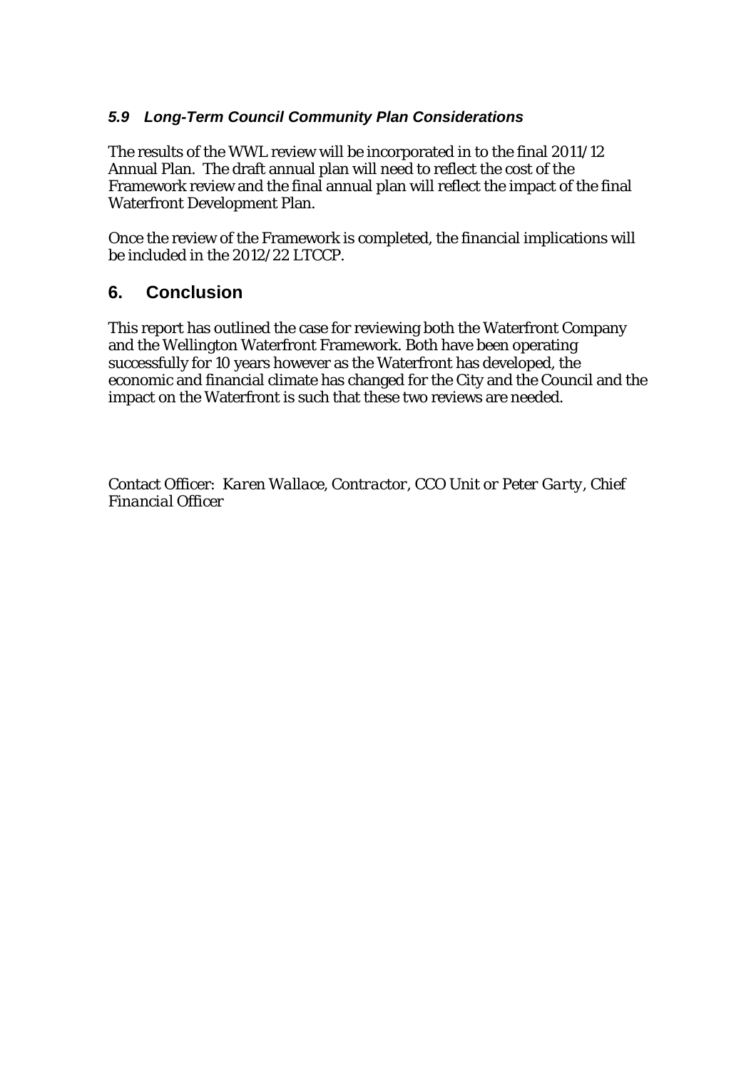### *5.9 Long-Term Council Community Plan Considerations*

The results of the WWL review will be incorporated in to the final 2011/12 Annual Plan. The draft annual plan will need to reflect the cost of the Framework review and the final annual plan will reflect the impact of the final Waterfront Development Plan.

Once the review of the Framework is completed, the financial implications will be included in the 2012/22 LTCCP.

## 6. Conclusion

This report has outlined the case for reviewing both the Waterfront Company and the Wellington Waterfront Framework. Both have been operating successfully for 10 years however as the Waterfront has developed, the economic and financial climate has changed for the City and the Council and the impact on the Waterfront is such that these two reviews are needed.

Contact Officer: *Karen Wallace, Contractor, CCO Unit or Peter Garty, Chief Financial Officer*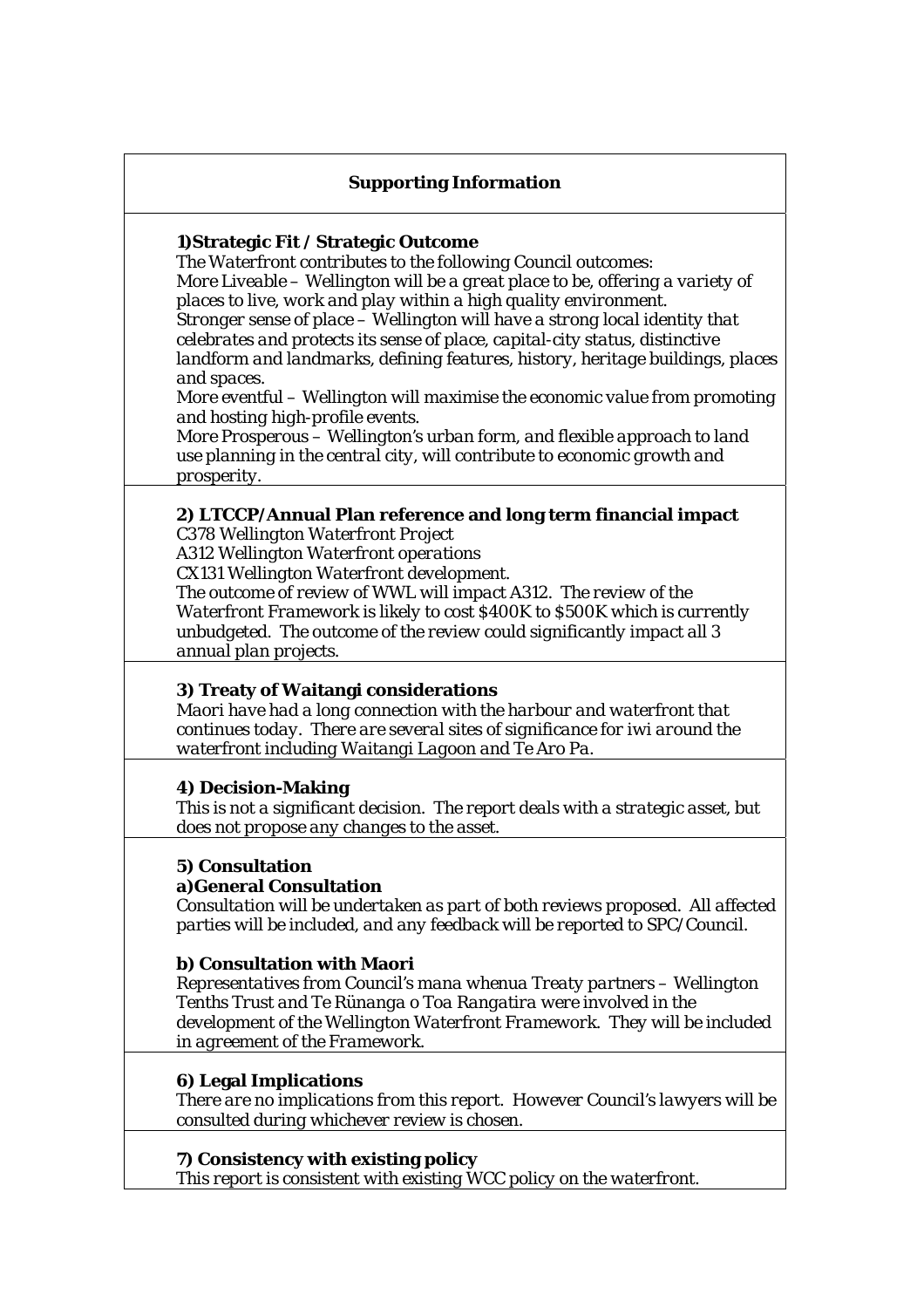**Supporting Information**

**1)Strategic Fit / Strategic Outcome**

*The Waterfront contributes to the following Council outcomes:*

*More Liveable – Wellington will be a great place to be, offering a variety of places to live, work and play within a high quality environment.*

*Stronger sense of place – Wellington will have a strong local identity that celebrates and protects its sense of place, capital-city status, distinctive landform and landmarks, defining features, history, heritage buildings, places and spaces.*

*More eventful – Wellington will maximise the economic value from promoting and hosting high-profile events.*

*More Prosperous – Wellington's urban form, and flexible approach to land use planning in the central city, will contribute to economic growth and prosperity.*

**2) LTCCP/Annual Plan reference and long term financial impact**

*C378 Wellington Waterfront Project*

*A312 Wellington Waterfront operations*

*CX131 Wellington Waterfront development.*

*The outcome of review of WWL will impact A312. The review of the Waterfront Framework is likely to cost $400K to $500K which is currently unbudgeted. The outcome of the review could significantly impact all 3 annual plan projects.*

**3) Treaty of Waitangi considerations**

*Maori have had a long connection with the harbour and waterfront that continues today. There are several sites of significance for iwi around the waterfront including Waitangi Lagoon and Te Aro Pa.*

**4) Decision-Making**

*This is not a significant decision. The report deals with a strategic asset, but does not propose any changes to the asset.*

**5) Consultation**

**a)General Consultation**

*Consultation will be undertaken as part of both reviews proposed. All affected parties will be included, and any feedback will be reported to SPC/Council.*

**b) Consultation with Maori**

*Representatives from Council's mana whenua Treaty partners – Wellington Tenths Trust and Te Rünanga o Toa Rangatira were involved in the development of the Wellington Waterfront Framework. They will be included in agreement of the Framework.*

**6) Legal Implications**

*There are no implications from this report. However Council's lawyers will be consulted during whichever review is chosen.*

**7) Consistency with existing policy**

*This report is consistent with existing WCC policy on the waterfront.*